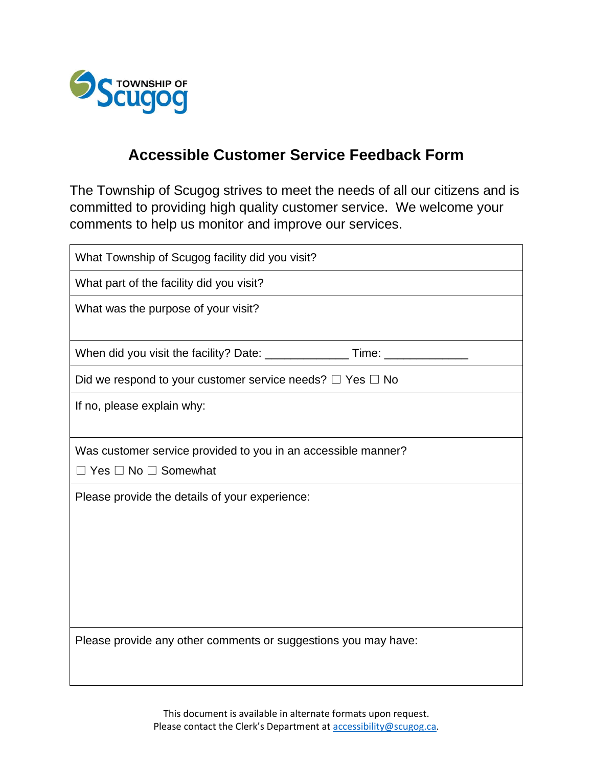TOWNSHIP OF Scugog

# Accessible Customer Service Feedback Form

The Township of Scugog strives to meet the needs of all our citizens and is committed to providing high quality customer service. We welcome your comments to help us monitor and improve our services.

| What Township of Scugog facility did you visit? |
|---|
| What part of the facility did you visit? |
| What was the purpose of your visit? |
| When did you visit the facility? Date: _____________ Time: _____________ |
| Did we respond to your customer service needs? ☐ Yes ☐ No |
| If no, please explain why: |
| Was customer service provided to you in an accessible manner?<br>☐ Yes ☐ No ☐ Somewhat |
| Please provide the details of your experience: |
| Please provide any other comments or suggestions you may have: |

This document is available in alternate formats upon request.
Please contact the Clerk's Department at accessibility@scugog.ca.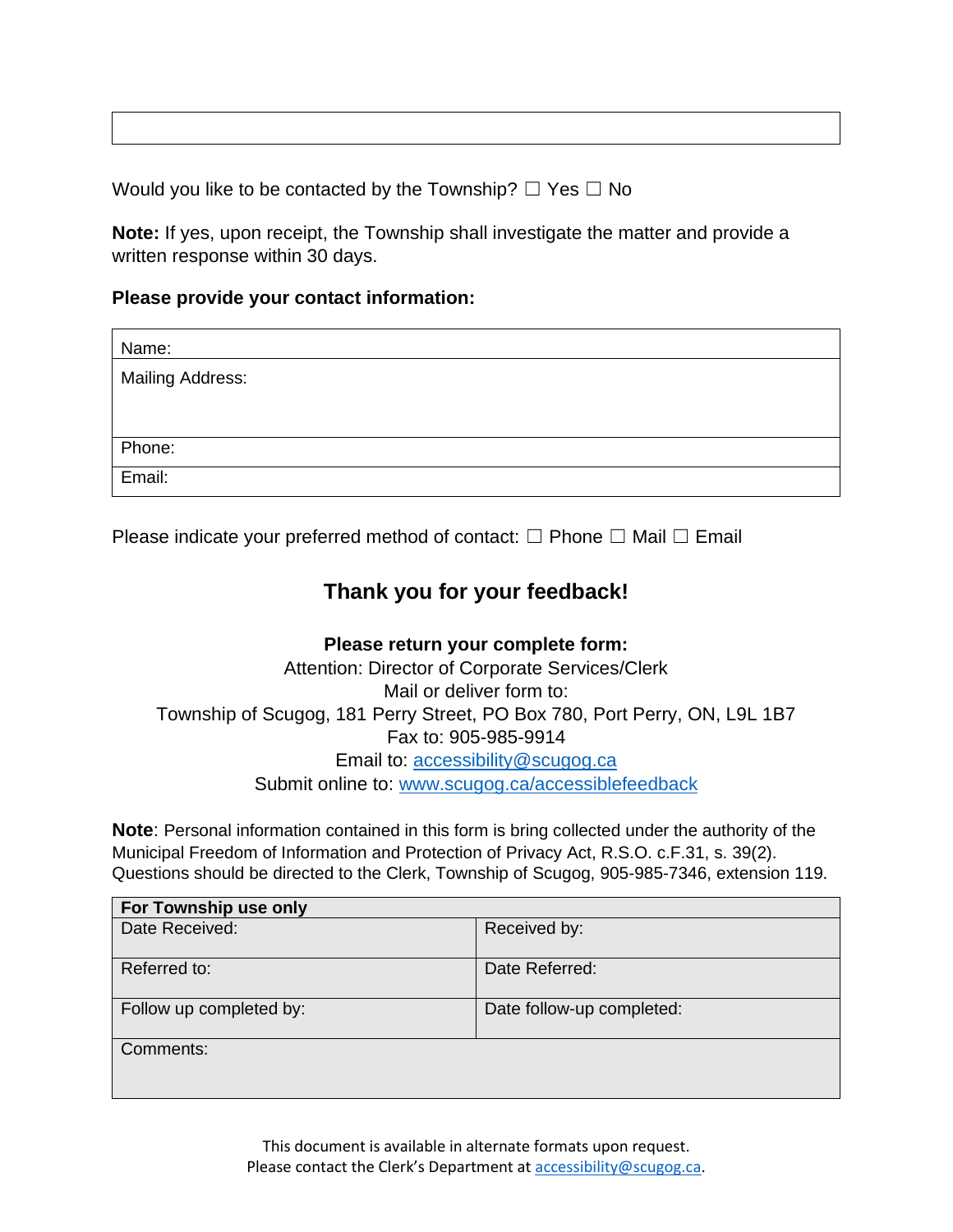| |
|---|
| |

Would you like to be contacted by the Township? ☐ Yes ☐ No

**Note:** If yes, upon receipt, the Township shall investigate the matter and provide a written response within 30 days.

**Please provide your contact information:**

| |
|---|
| Name: |
| Mailing Address: |
| Phone: |
| Email: |

Please indicate your preferred method of contact: ☐ Phone ☐ Mail ☐ Email

## Thank you for your feedback!

**Please return your complete form:**
Attention: Director of Corporate Services/Clerk
Mail or deliver form to:
Township of Scugog, 181 Perry Street, PO Box 780, Port Perry, ON, L9L 1B7
Fax to: 905-985-9914
Email to: accessibility@scugog.ca
Submit online to: www.scugog.ca/accessiblefeedback

**Note**: Personal information contained in this form is bring collected under the authority of the Municipal Freedom of Information and Protection of Privacy Act, R.S.O. c.F.31, s. 39(2). Questions should be directed to the Clerk, Township of Scugog, 905-985-7346, extension 119.

| **For Township use only** | |
|---|---|
| Date Received: | Received by: |
| Referred to: | Date Referred: |
| Follow up completed by: | Date follow-up completed: |
| Comments: | |

This document is available in alternate formats upon request.
Please contact the Clerk's Department at accessibility@scugog.ca.